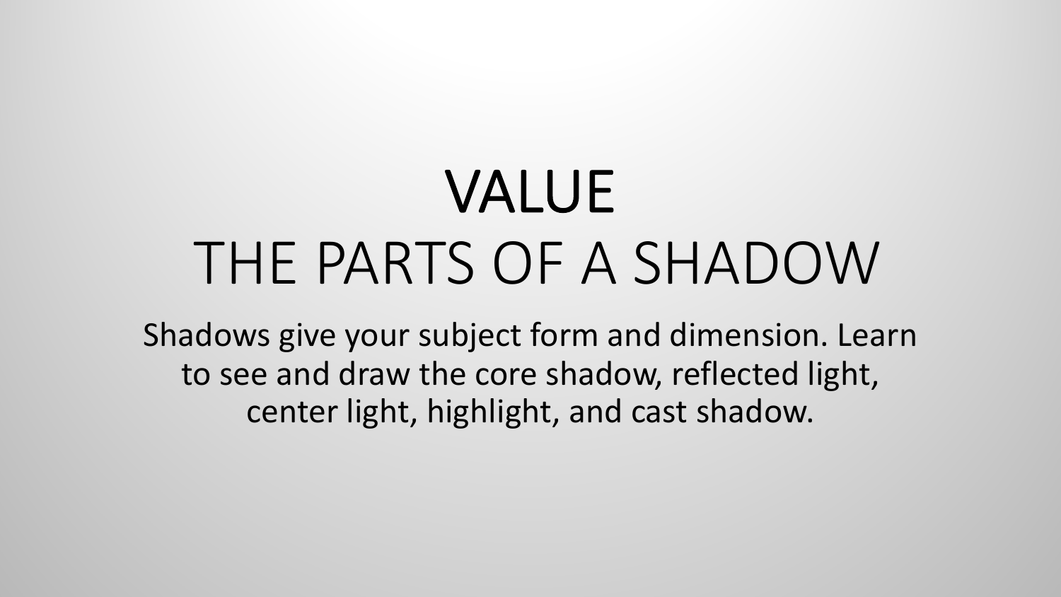# VALUE
## THE PARTS OF A SHADOW

Shadows give your subject form and dimension. Learn to see and draw the core shadow, reflected light, center light, highlight, and cast shadow.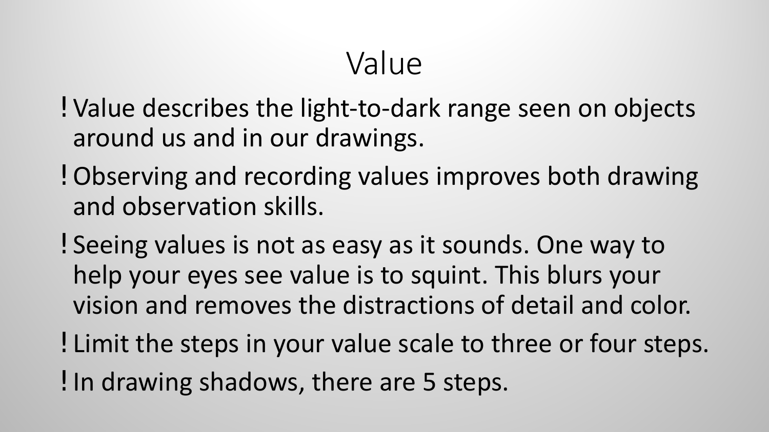# Value

- Value describes the light-to-dark range seen on objects around us and in our drawings.
- Observing and recording values improves both drawing and observation skills.
- Seeing values is not as easy as it sounds. One way to help your eyes see value is to squint. This blurs your vision and removes the distractions of detail and color.
- Limit the steps in your value scale to three or four steps.
- In drawing shadows, there are 5 steps.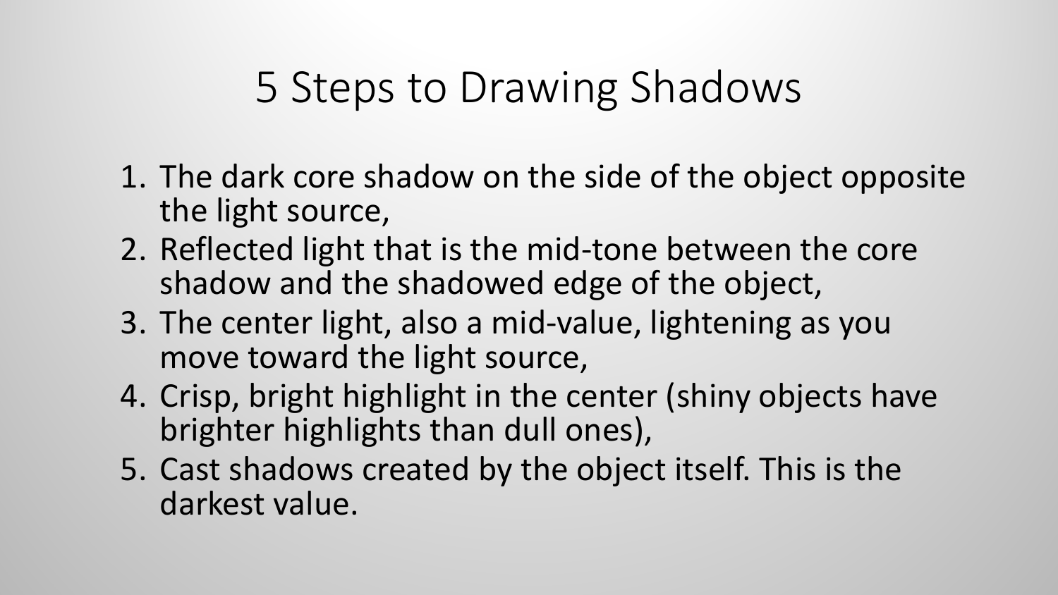# 5 Steps to Drawing Shadows

1. The dark core shadow on the side of the object opposite the light source,
2. Reflected light that is the mid-tone between the core shadow and the shadowed edge of the object,
3. The center light, also a mid-value, lightening as you move toward the light source,
4. Crisp, bright highlight in the center (shiny objects have brighter highlights than dull ones),
5. Cast shadows created by the object itself. This is the darkest value.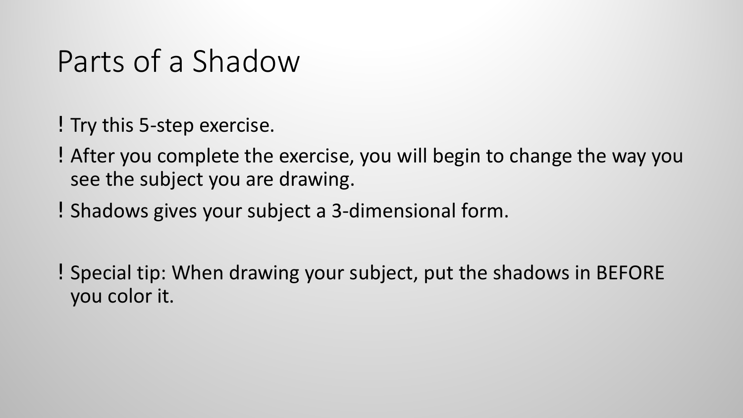# Parts of a Shadow

- Try this 5-step exercise.
- After you complete the exercise, you will begin to change the way you see the subject you are drawing.
- Shadows gives your subject a 3-dimensional form.

- Special tip: When drawing your subject, put the shadows in BEFORE you color it.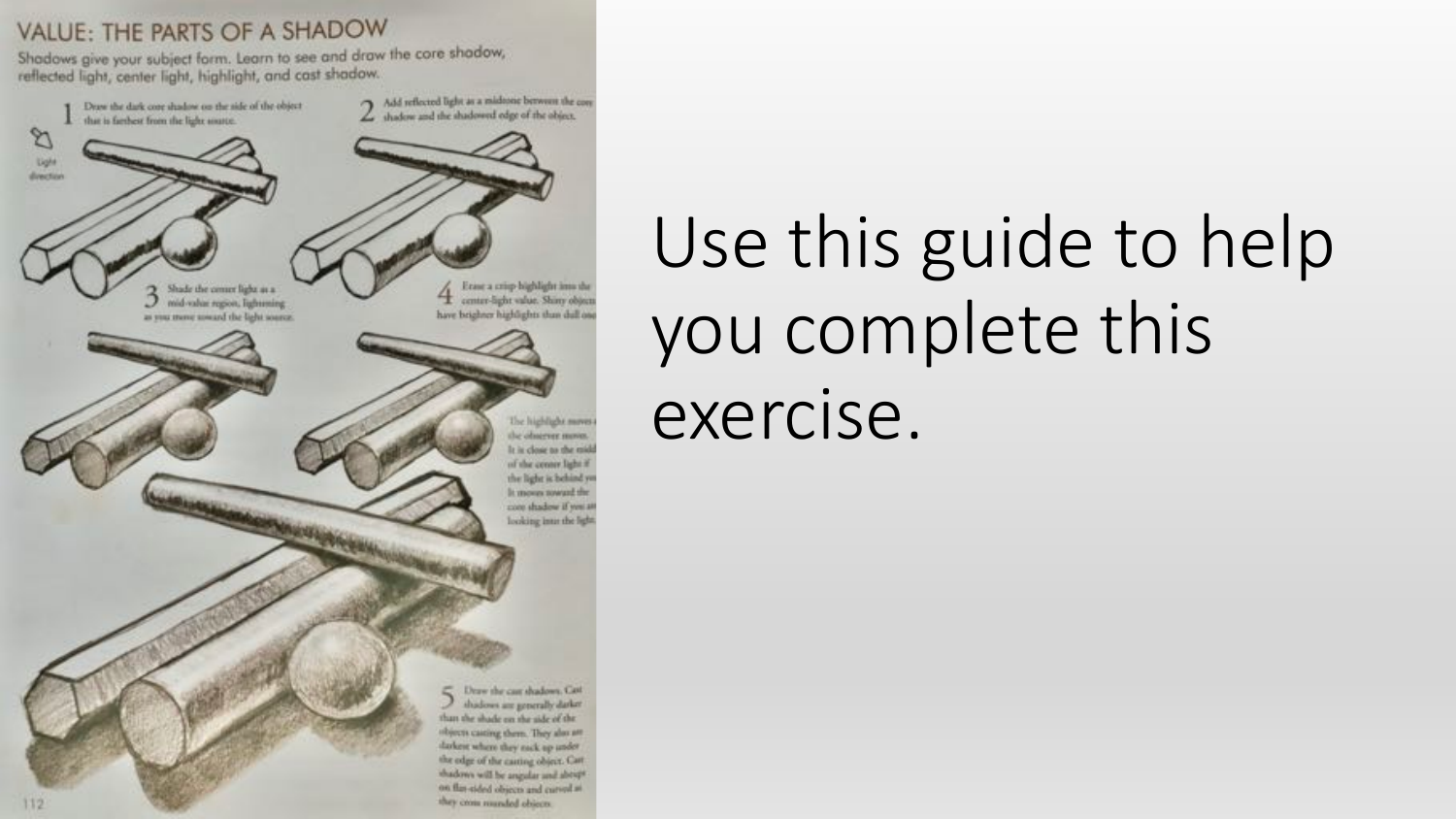## VALUE: THE PARTS OF A SHADOW

Shadows give your subject form. Learn to see and draw the core shadow, reflected light, center light, highlight, and cast shadow.

1. Draw the dark core shadow on the side of the object that is farthest from the light source.

Light direction

2. Add reflected light as a midtone between the core shadow and the shadowed edge of the object.

3. Shade the center light as a mid-value region, lightening as you move toward the light source.

4. Erase a crisp highlight into the center-light value. Shiny objects have brighter highlights than dull ones.

The highlight moves as the observer moves. It is close to the middle of the center light if the light is behind you. It moves toward the core shadow if you are looking into the light.

5. Draw the cast shadows. Cast shadows are generally darker than the shade on the side of the objects casting them. They also are darkest where they tuck up under the edge of the casting object. Cast shadows will be angular and abrupt on flat-sided objects and curved as they cross rounded objects.

Use this guide to help you complete this exercise.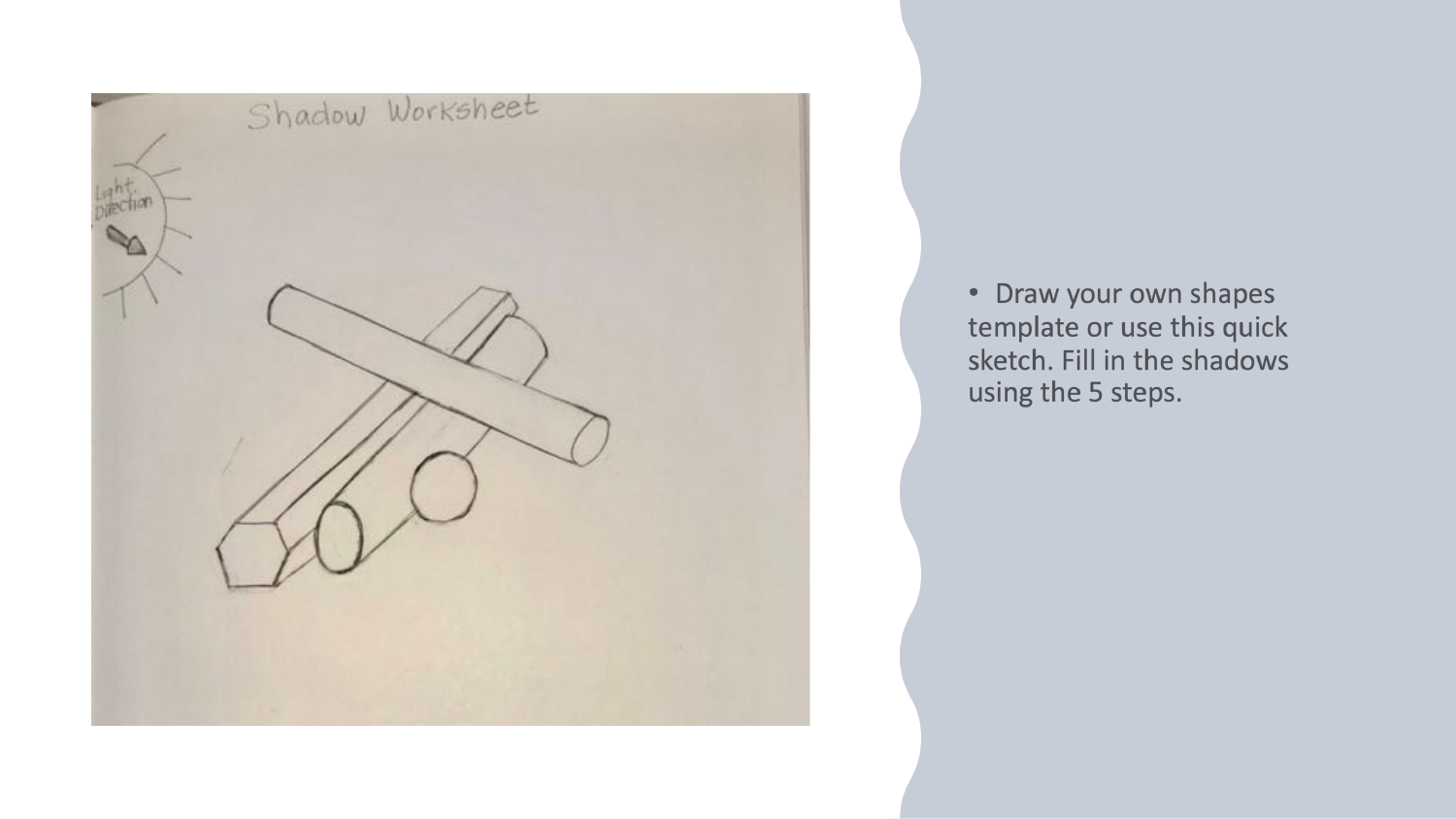- Draw your own shapes template or use this quick sketch. Fill in the shadows using the 5 steps.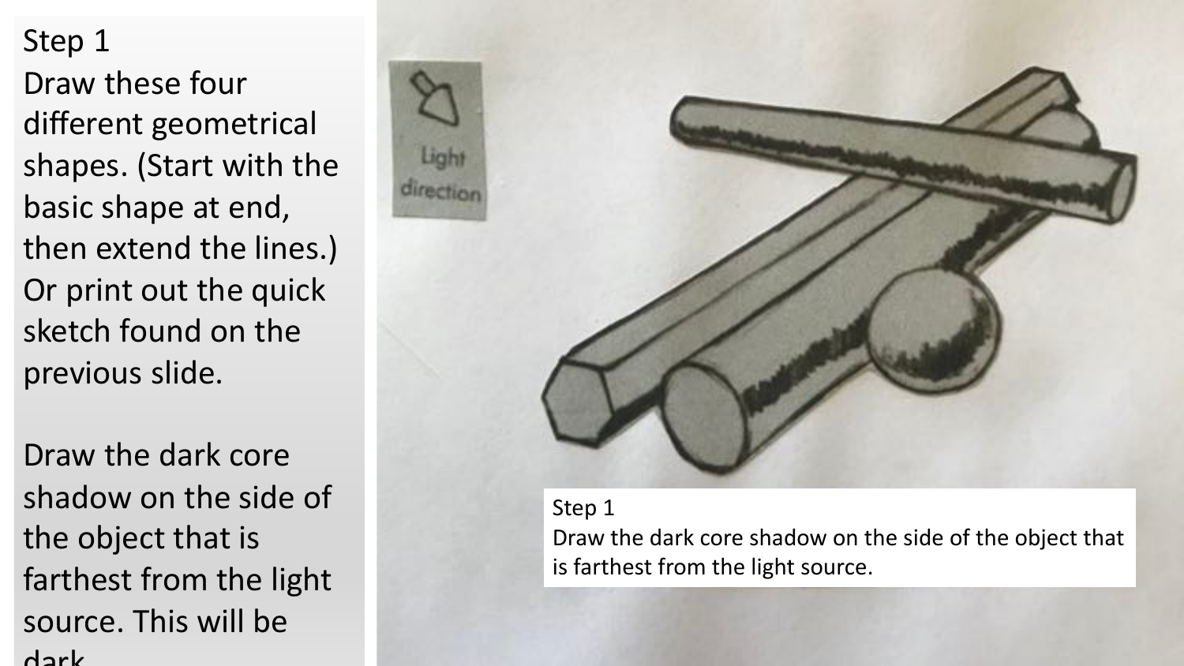Step 1
Draw these four different geometrical shapes. (Start with the basic shape at end, then extend the lines.) Or print out the quick sketch found on the previous slide.

Draw the dark core shadow on the side of the object that is farthest from the light source. This will be dark.

Step 1
Draw the dark core shadow on the side of the object that is farthest from the light source.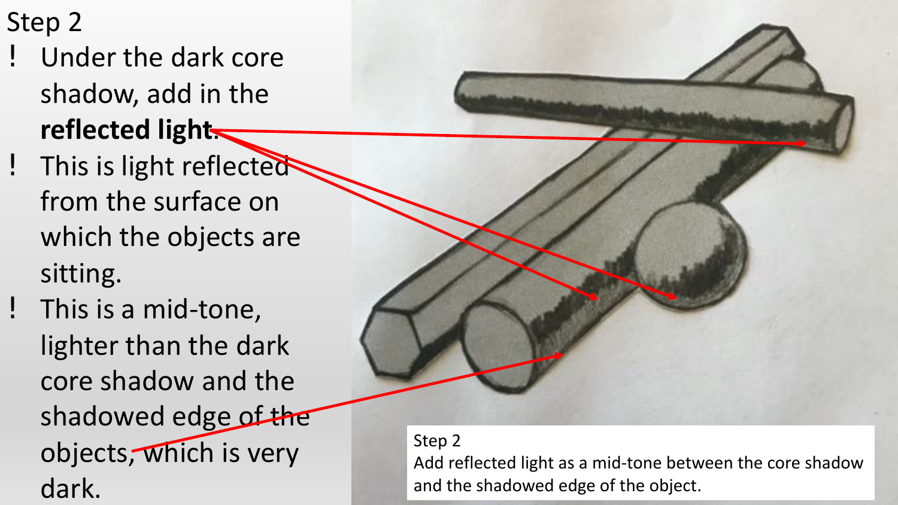## Step 2

- Under the dark core shadow, add in the **reflected light**.
- This is light reflected from the surface on which the objects are sitting.
- This is a mid-tone, lighter than the dark core shadow and the shadowed edge of the objects, which is very dark.

Step 2
Add reflected light as a mid-tone between the core shadow and the shadowed edge of the object.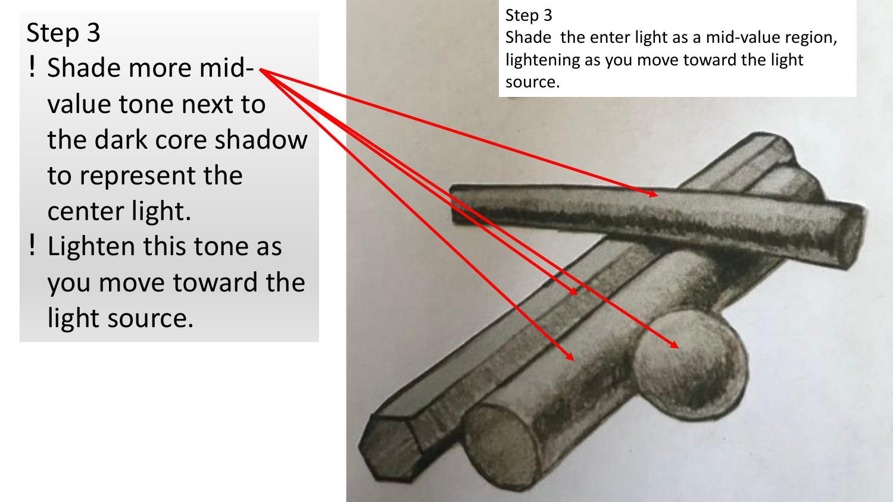## Step 3

- Shade more mid-value tone next to the dark core shadow to represent the center light.
- Lighten this tone as you move toward the light source.

Step 3
Shade the enter light as a mid-value region, lightening as you move toward the light source.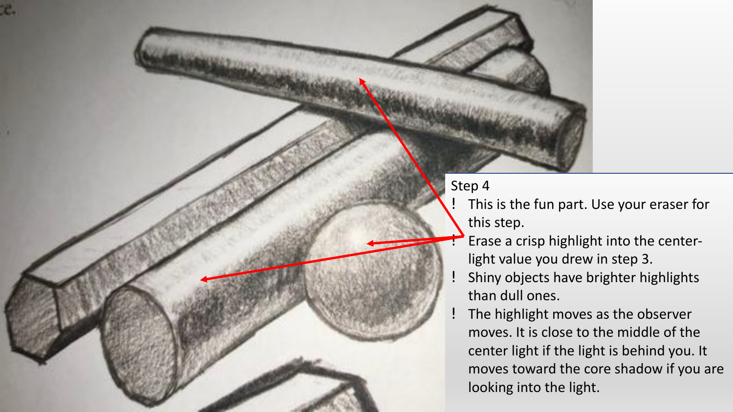Step 4

- This is the fun part. Use your eraser for this step.
- Erase a crisp highlight into the center-light value you drew in step 3.
- Shiny objects have brighter highlights than dull ones.
- The highlight moves as the observer moves. It is close to the middle of the center light if the light is behind you. It moves toward the core shadow if you are looking into the light.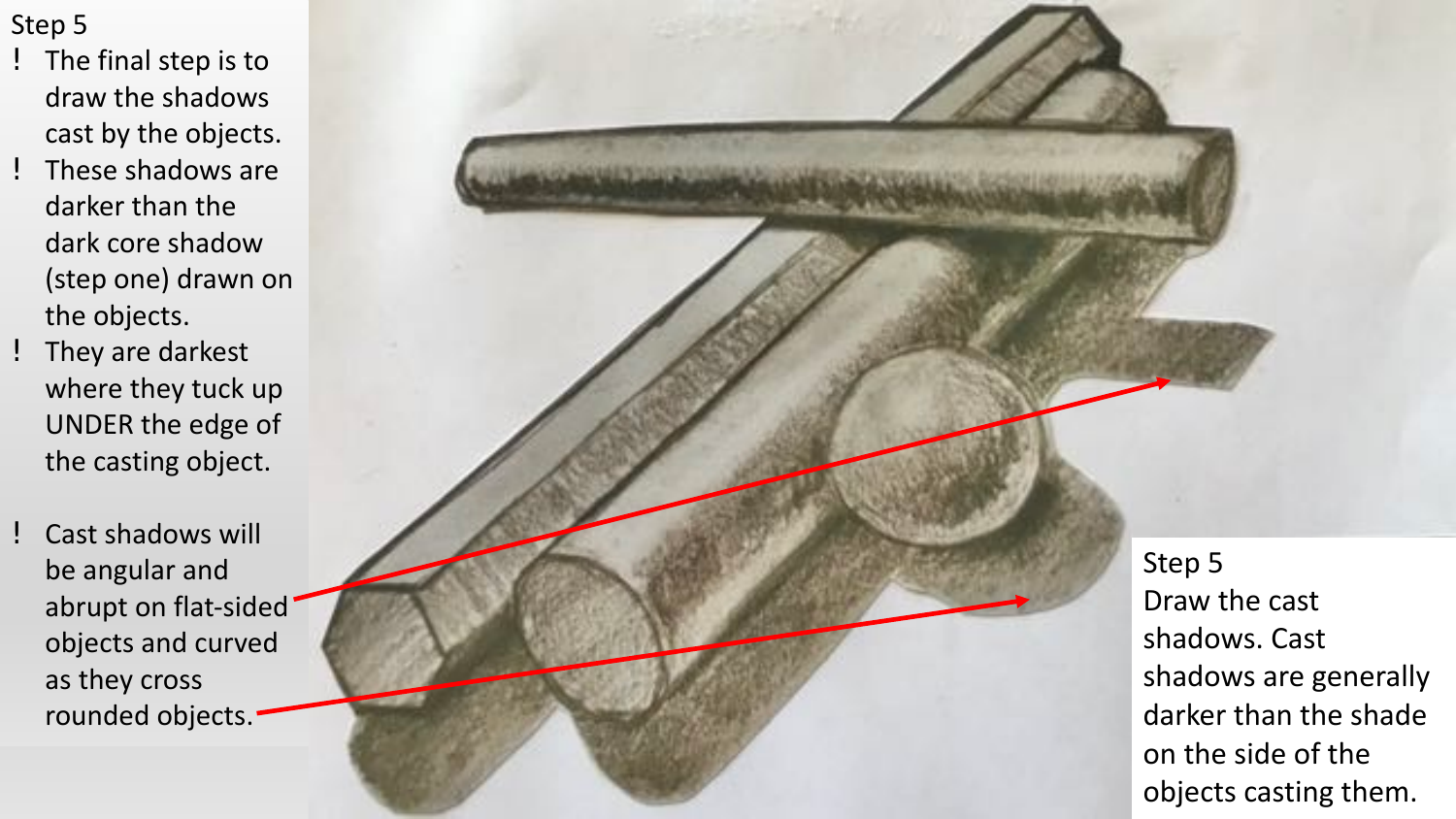## Step 5

- The final step is to draw the shadows cast by the objects.
- These shadows are darker than the dark core shadow (step one) drawn on the objects.
- They are darkest where they tuck up UNDER the edge of the casting object.
- Cast shadows will be angular and abrupt on flat-sided objects and curved as they cross rounded objects.

Step 5
Draw the cast shadows. Cast shadows are generally darker than the shade on the side of the objects casting them.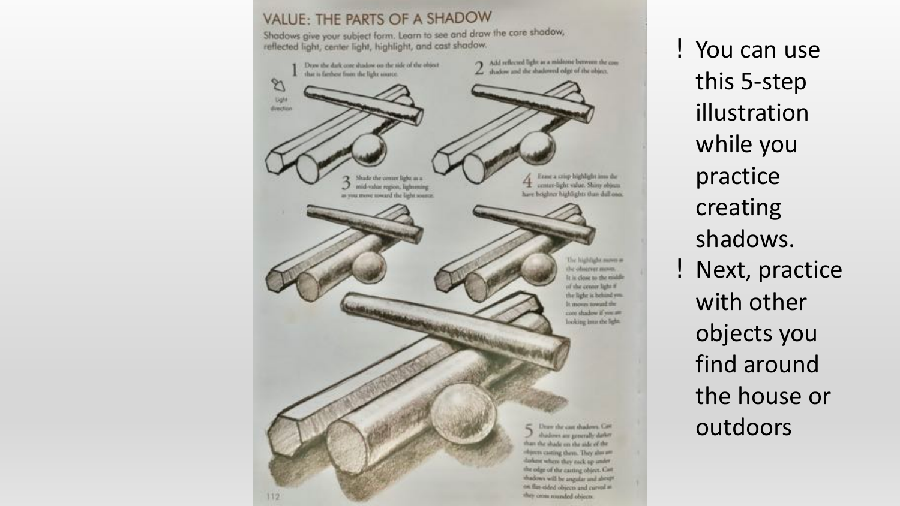## VALUE: THE PARTS OF A SHADOW

Shadows give your subject form. Learn to see and draw the core shadow, reflected light, center light, highlight, and cast shadow.

1. Draw the dark core shadow on the side of the object that is farthest from the light source.

Light direction

2. Add reflected light as a midtone between the core shadow and the shadowed edge of the object.

3. Shade the center light as a mid-value region, lightening as you move toward the light source.

4. Erase a crisp highlight into the center-light value. Shiny objects have brighter highlights than dull ones.

The highlight moves as the observer moves. It is close to the middle of the center light if the light is behind you. It moves toward the core shadow if you are looking into the light.

5. Draw the cast shadows. Cast shadows are generally darker than the shade on the side of the objects casting them. They also are darkest where they tuck up under the edge of the casting object. Cast shadows will be angular and abrupt on flat-sided objects and curved as they cross rounded objects.

- You can use this 5-step illustration while you practice creating shadows.
- Next, practice with other objects you find around the house or outdoors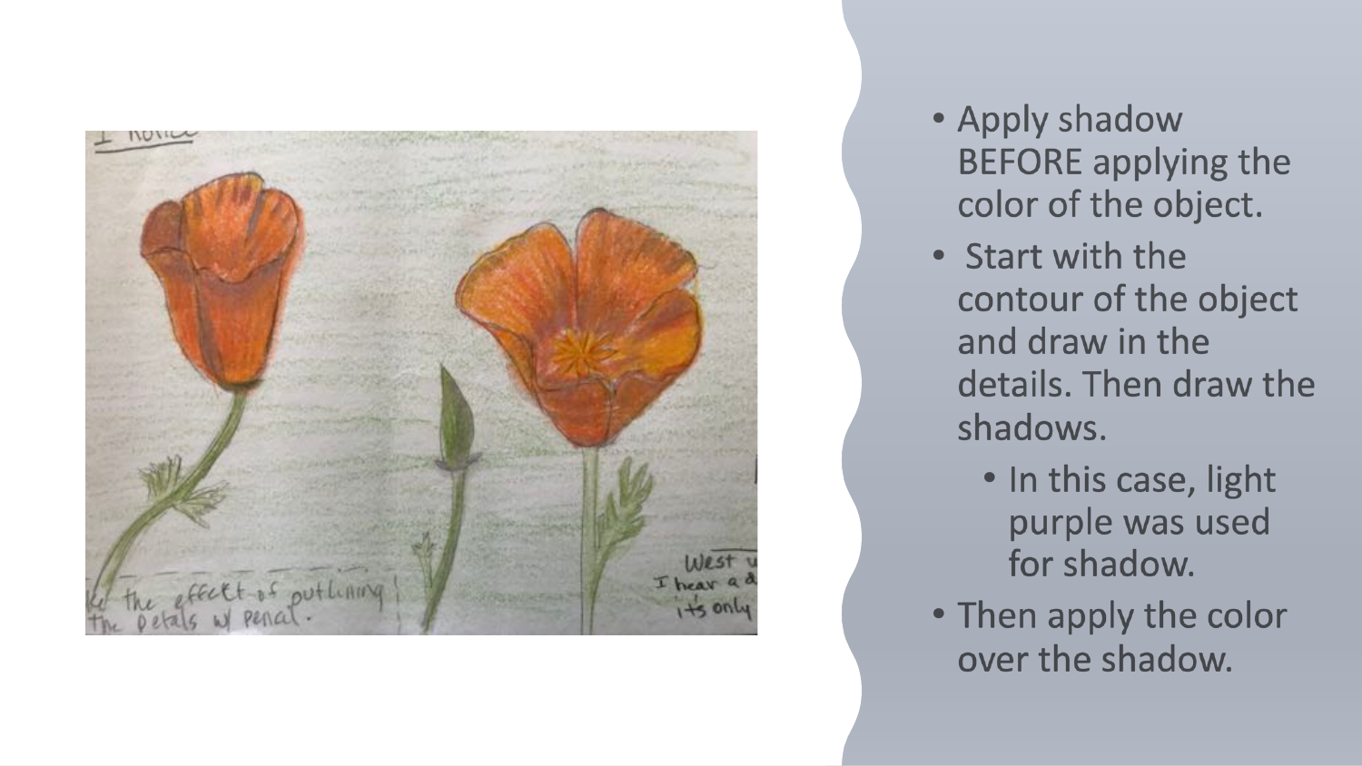- Apply shadow BEFORE applying the color of the object.
- Start with the contour of the object and draw in the details. Then draw the shadows.
  - In this case, light purple was used for shadow.
- Then apply the color over the shadow.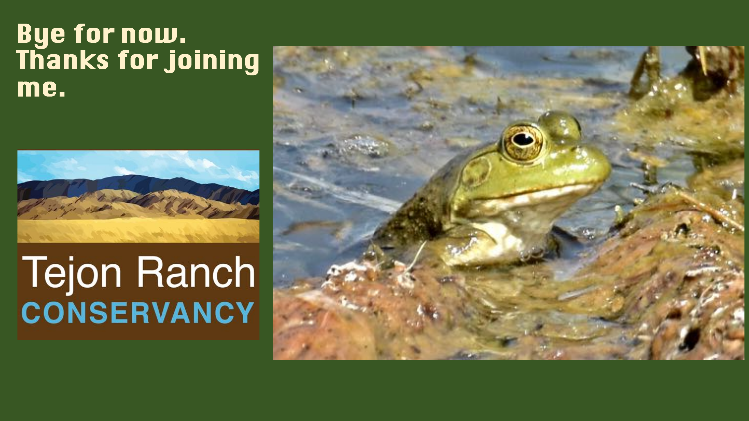# Bye for now. Thanks for joining me.

Tejon Ranch

CONSERVANCY